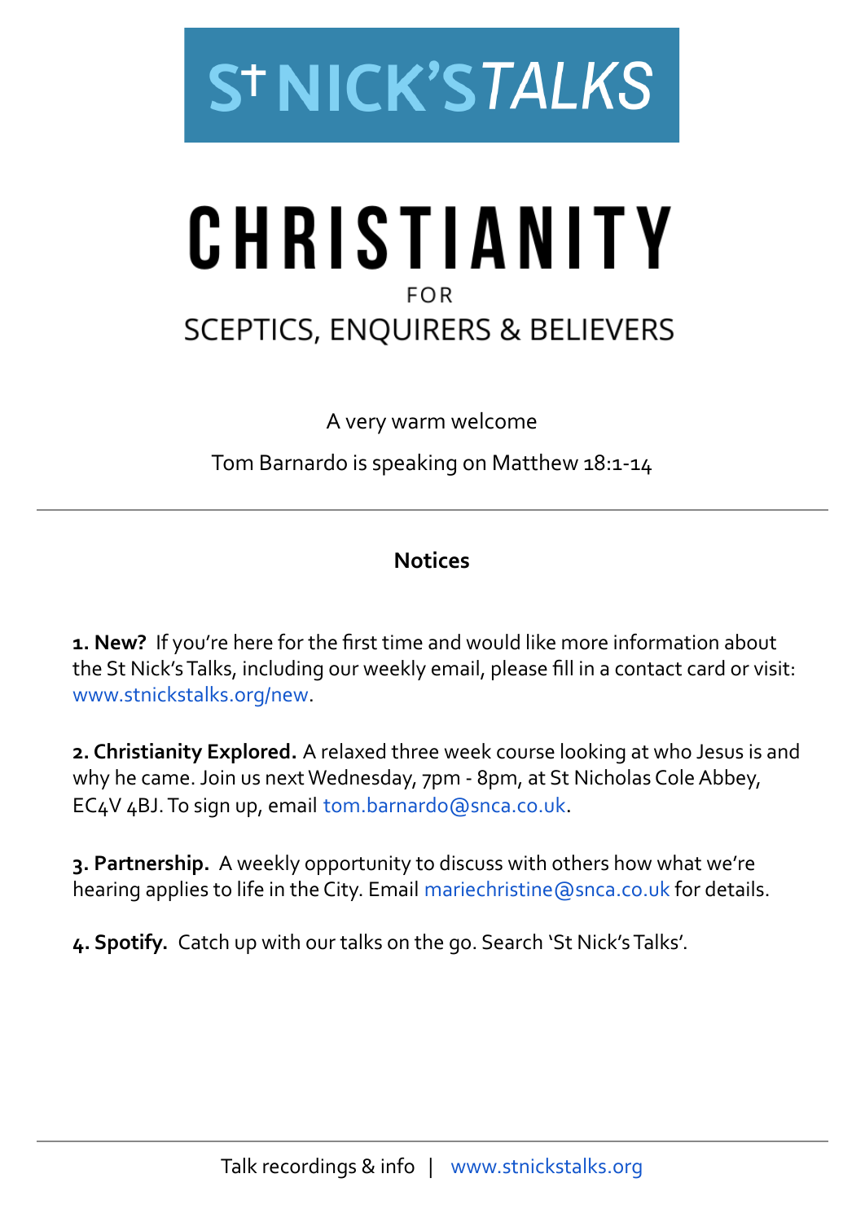# St NICK'S TALKS

# CHRISTIANITY

FOR

## SCEPTICS, ENQUIRERS & BELIEVERS

A very warm welcome

Tom Barnardo is speaking on Matthew 18:1-14

---

### Notices

**1. New?** If you're here for the first time and would like more information about the St Nick's Talks, including our weekly email, please fill in a contact card or visit: www.stnickstalks.org/new.

**2. Christianity Explored.** A relaxed three week course looking at who Jesus is and why he came. Join us next Wednesday, 7pm - 8pm, at St Nicholas Cole Abbey, EC4V 4BJ. To sign up, email tom.barnardo@snca.co.uk.

**3. Partnership.** A weekly opportunity to discuss with others how what we're hearing applies to life in the City. Email mariechristine@snca.co.uk for details.

**4. Spotify.** Catch up with our talks on the go. Search 'St Nick's Talks'.

---

Talk recordings & info | www.stnickstalks.org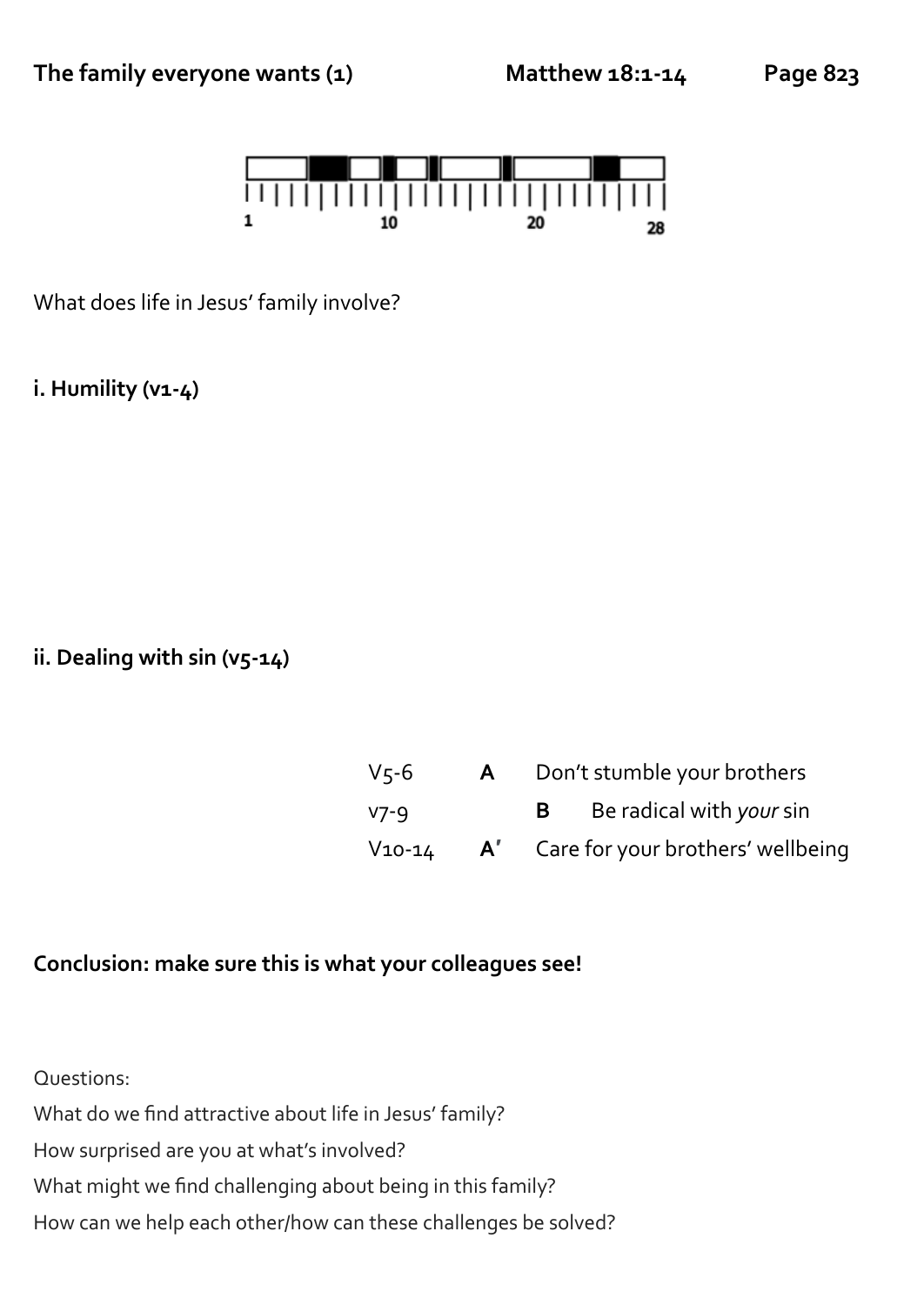**The family everyone wants (1)** **Matthew 18:1-14** **Page 823**

1 10 20 28

What does life in Jesus' family involve?

**i. Humility (v1-4)**

**ii. Dealing with sin (v5-14)**

| | | |
|---|---|---|
| V5-6 | **A** | Don't stumble your brothers |
| v7-9 | | **B** Be radical with *your* sin |
| V10-14 | **A'** | Care for your brothers' wellbeing |

**Conclusion: make sure this is what your colleagues see!**

Questions:

What do we find attractive about life in Jesus' family?

How surprised are you at what's involved?

What might we find challenging about being in this family?

How can we help each other/how can these challenges be solved?